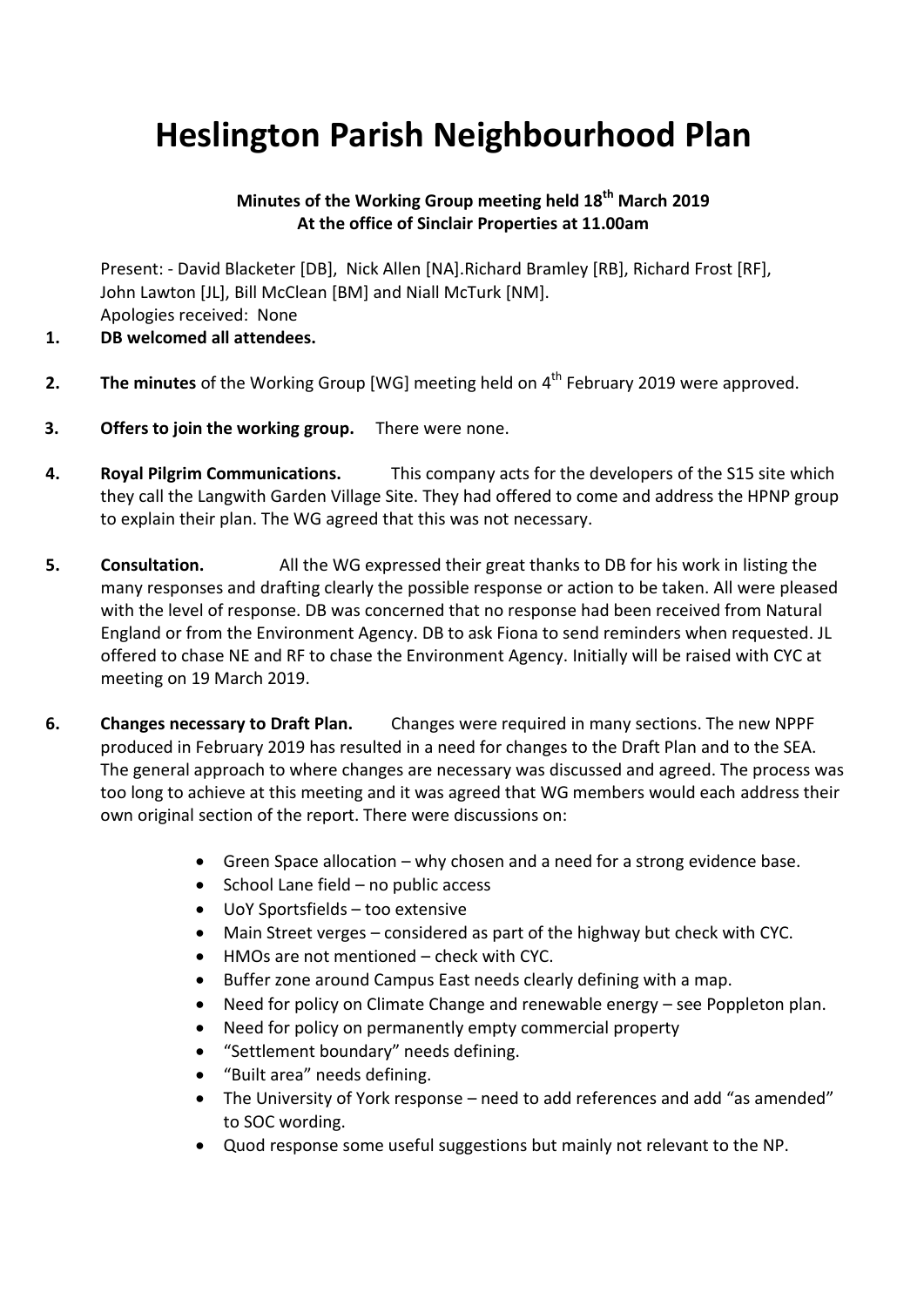# Heslington Parish Neighbourhood Plan

**Minutes of the Working Group meeting held 18th March 2019**
**At the office of Sinclair Properties at 11.00am**

Present: - David Blacketer [DB], Nick Allen [NA].Richard Bramley [RB], Richard Frost [RF], John Lawton [JL], Bill McClean [BM] and Niall McTurk [NM].
Apologies received: None

1. **DB welcomed all attendees.**

2. **The minutes** of the Working Group [WG] meeting held on 4th February 2019 were approved.

3. **Offers to join the working group.** There were none.

4. **Royal Pilgrim Communications.** This company acts for the developers of the S15 site which they call the Langwith Garden Village Site. They had offered to come and address the HPNP group to explain their plan. The WG agreed that this was not necessary.

5. **Consultation.** All the WG expressed their great thanks to DB for his work in listing the many responses and drafting clearly the possible response or action to be taken. All were pleased with the level of response. DB was concerned that no response had been received from Natural England or from the Environment Agency. DB to ask Fiona to send reminders when requested. JL offered to chase NE and RF to chase the Environment Agency. Initially will be raised with CYC at meeting on 19 March 2019.

6. **Changes necessary to Draft Plan.** Changes were required in many sections. The new NPPF produced in February 2019 has resulted in a need for changes to the Draft Plan and to the SEA. The general approach to where changes are necessary was discussed and agreed. The process was too long to achieve at this meeting and it was agreed that WG members would each address their own original section of the report. There were discussions on:

   - Green Space allocation – why chosen and a need for a strong evidence base.
   - School Lane field – no public access
   - UoY Sportsfields – too extensive
   - Main Street verges – considered as part of the highway but check with CYC.
   - HMOs are not mentioned – check with CYC.
   - Buffer zone around Campus East needs clearly defining with a map.
   - Need for policy on Climate Change and renewable energy – see Poppleton plan.
   - Need for policy on permanently empty commercial property
   - "Settlement boundary" needs defining.
   - "Built area" needs defining.
   - The University of York response – need to add references and add "as amended" to SOC wording.
   - Quod response some useful suggestions but mainly not relevant to the NP.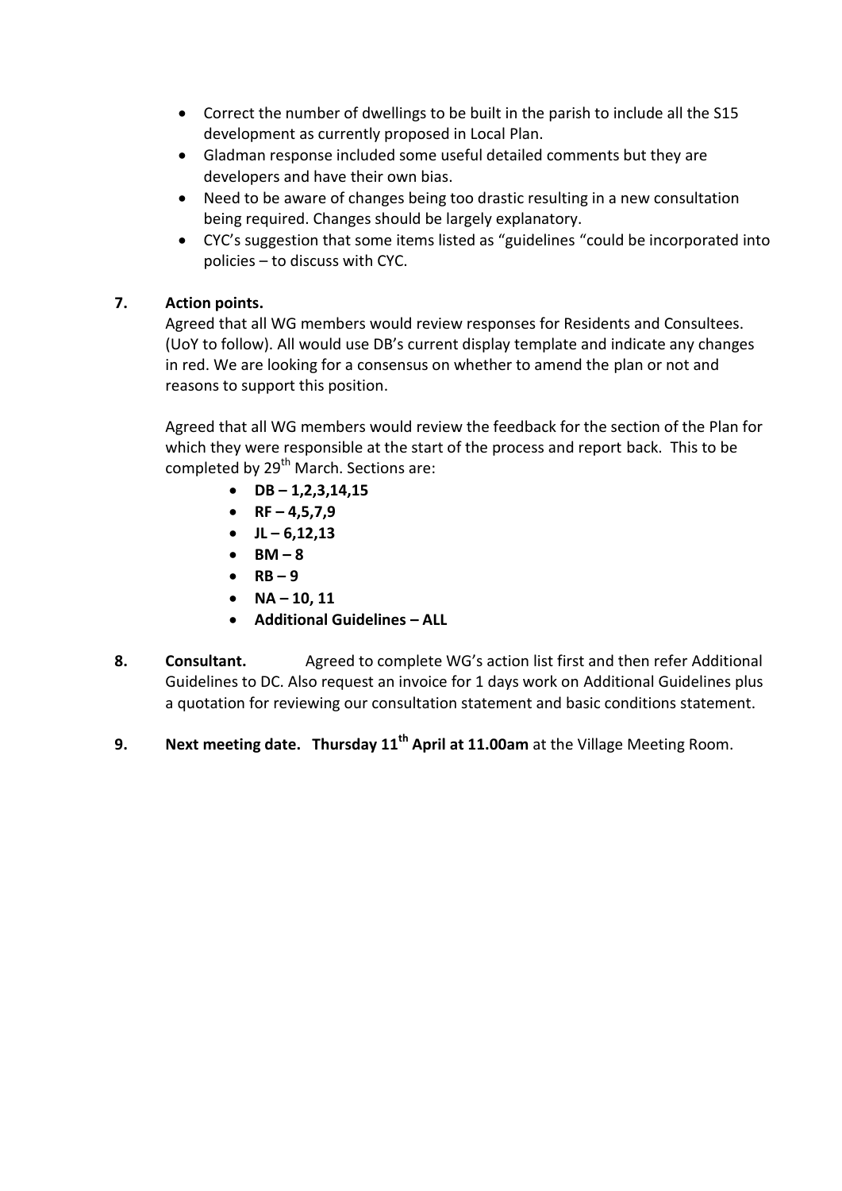- Correct the number of dwellings to be built in the parish to include all the S15 development as currently proposed in Local Plan.
- Gladman response included some useful detailed comments but they are developers and have their own bias.
- Need to be aware of changes being too drastic resulting in a new consultation being required. Changes should be largely explanatory.
- CYC's suggestion that some items listed as "guidelines "could be incorporated into policies – to discuss with CYC.

**7. Action points.**

Agreed that all WG members would review responses for Residents and Consultees. (UoY to follow). All would use DB's current display template and indicate any changes in red. We are looking for a consensus on whether to amend the plan or not and reasons to support this position.

Agreed that all WG members would review the feedback for the section of the Plan for which they were responsible at the start of the process and report back. This to be completed by 29th March. Sections are:

- **DB – 1,2,3,14,15**
- **RF – 4,5,7,9**
- **JL – 6,12,13**
- **BM – 8**
- **RB – 9**
- **NA – 10, 11**
- **Additional Guidelines – ALL**

**8. Consultant.** Agreed to complete WG's action list first and then refer Additional Guidelines to DC. Also request an invoice for 1 days work on Additional Guidelines plus a quotation for reviewing our consultation statement and basic conditions statement.

**9. Next meeting date. Thursday 11th April at 11.00am** at the Village Meeting Room.